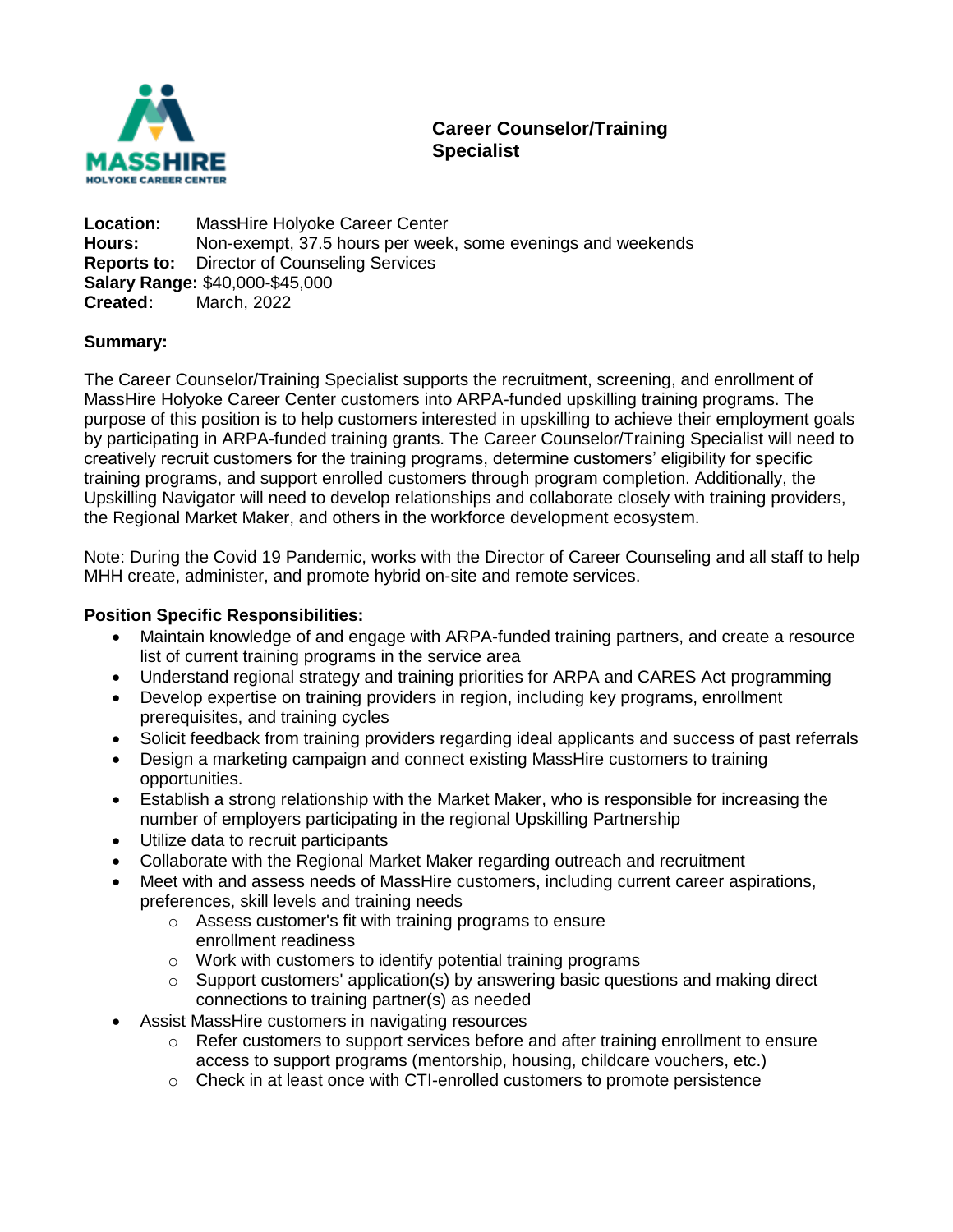MASSHIRE
HOLYOKE CAREER CENTER

# Career Counselor/Training Specialist

**Location:** MassHire Holyoke Career Center
**Hours:** Non-exempt, 37.5 hours per week, some evenings and weekends
**Reports to:** Director of Counseling Services
**Salary Range:** $40,000-$45,000
**Created:** March, 2022

**Summary:**

The Career Counselor/Training Specialist supports the recruitment, screening, and enrollment of MassHire Holyoke Career Center customers into ARPA-funded upskilling training programs. The purpose of this position is to help customers interested in upskilling to achieve their employment goals by participating in ARPA-funded training grants. The Career Counselor/Training Specialist will need to creatively recruit customers for the training programs, determine customers' eligibility for specific training programs, and support enrolled customers through program completion. Additionally, the Upskilling Navigator will need to develop relationships and collaborate closely with training providers, the Regional Market Maker, and others in the workforce development ecosystem.

Note: During the Covid 19 Pandemic, works with the Director of Career Counseling and all staff to help MHH create, administer, and promote hybrid on-site and remote services.

**Position Specific Responsibilities:**

- Maintain knowledge of and engage with ARPA-funded training partners, and create a resource list of current training programs in the service area
- Understand regional strategy and training priorities for ARPA and CARES Act programming
- Develop expertise on training providers in region, including key programs, enrollment prerequisites, and training cycles
- Solicit feedback from training providers regarding ideal applicants and success of past referrals
- Design a marketing campaign and connect existing MassHire customers to training opportunities.
- Establish a strong relationship with the Market Maker, who is responsible for increasing the number of employers participating in the regional Upskilling Partnership
- Utilize data to recruit participants
- Collaborate with the Regional Market Maker regarding outreach and recruitment
- Meet with and assess needs of MassHire customers, including current career aspirations, preferences, skill levels and training needs
  - Assess customer's fit with training programs to ensure enrollment readiness
  - Work with customers to identify potential training programs
  - Support customers' application(s) by answering basic questions and making direct connections to training partner(s) as needed
- Assist MassHire customers in navigating resources
  - Refer customers to support services before and after training enrollment to ensure access to support programs (mentorship, housing, childcare vouchers, etc.)
  - Check in at least once with CTI-enrolled customers to promote persistence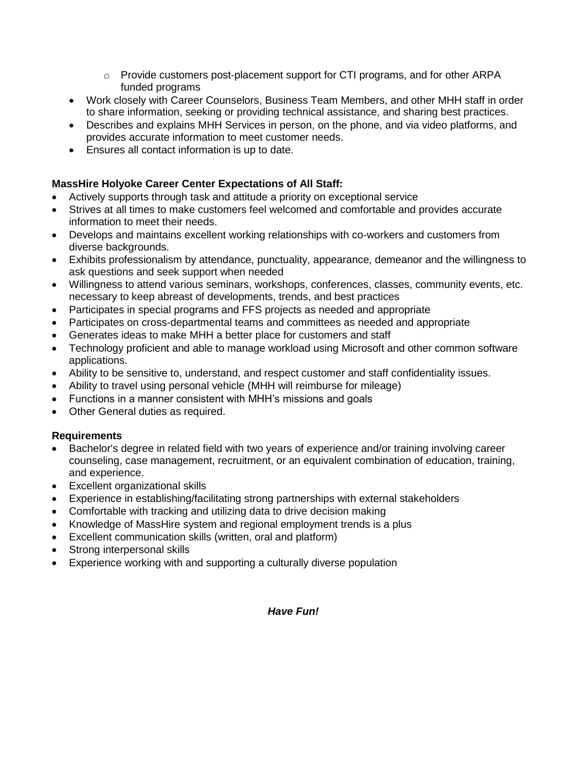- Provide customers post-placement support for CTI programs, and for other ARPA funded programs
- Work closely with Career Counselors, Business Team Members, and other MHH staff in order to share information, seeking or providing technical assistance, and sharing best practices.
- Describes and explains MHH Services in person, on the phone, and via video platforms, and provides accurate information to meet customer needs.
- Ensures all contact information is up to date.

**MassHire Holyoke Career Center Expectations of All Staff:**

- Actively supports through task and attitude a priority on exceptional service
- Strives at all times to make customers feel welcomed and comfortable and provides accurate information to meet their needs.
- Develops and maintains excellent working relationships with co-workers and customers from diverse backgrounds.
- Exhibits professionalism by attendance, punctuality, appearance, demeanor and the willingness to ask questions and seek support when needed
- Willingness to attend various seminars, workshops, conferences, classes, community events, etc. necessary to keep abreast of developments, trends, and best practices
- Participates in special programs and FFS projects as needed and appropriate
- Participates on cross-departmental teams and committees as needed and appropriate
- Generates ideas to make MHH a better place for customers and staff
- Technology proficient and able to manage workload using Microsoft and other common software applications.
- Ability to be sensitive to, understand, and respect customer and staff confidentiality issues.
- Ability to travel using personal vehicle (MHH will reimburse for mileage)
- Functions in a manner consistent with MHH's missions and goals
- Other General duties as required.

**Requirements**

- Bachelor's degree in related field with two years of experience and/or training involving career counseling, case management, recruitment, or an equivalent combination of education, training, and experience.
- Excellent organizational skills
- Experience in establishing/facilitating strong partnerships with external stakeholders
- Comfortable with tracking and utilizing data to drive decision making
- Knowledge of MassHire system and regional employment trends is a plus
- Excellent communication skills (written, oral and platform)
- Strong interpersonal skills
- Experience working with and supporting a culturally diverse population

***Have Fun!***